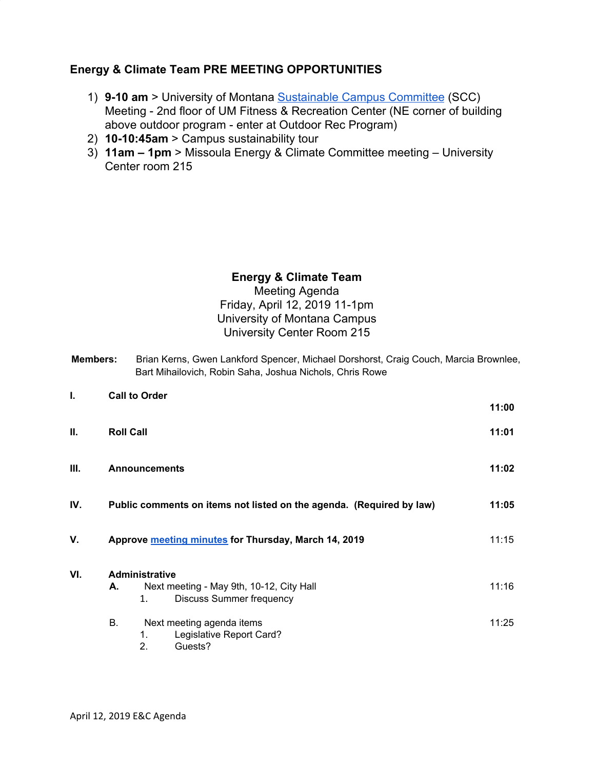## Energy & Climate Team PRE MEETING OPPORTUNITIES

1) **9-10 am** > University of Montana [Sustainable Campus Committee](#) (SCC) Meeting - 2nd floor of UM Fitness & Recreation Center (NE corner of building above outdoor program - enter at Outdoor Rec Program)
2) **10-10:45am** > Campus sustainability tour
3) **11am – 1pm** > Missoula Energy & Climate Committee meeting – University Center room 215

**Energy & Climate Team**
Meeting Agenda
Friday, April 12, 2019 11-1pm
University of Montana Campus
University Center Room 215

**Members:** Brian Kerns, Gwen Lankford Spencer, Michael Dorshorst, Craig Couch, Marcia Brownlee, Bart Mihailovich, Robin Saha, Joshua Nichols, Chris Rowe

| | | |
|---|---|---|
| **I.** | **Call to Order** | **11:00** |
| **II.** | **Roll Call** | **11:01** |
| **III.** | **Announcements** | **11:02** |
| **IV.** | **Public comments on items not listed on the agenda. (Required by law)** | **11:05** |
| **V.** | **Approve [meeting minutes](#) for Thursday, March 14, 2019** | 11:15 |
| **VI.** | **Administrative** | |
| | **A.** Next meeting - May 9th, 10-12, City Hall<br>1. Discuss Summer frequency | 11:16 |
| | B. Next meeting agenda items<br>1. Legislative Report Card?<br>2. Guests? | 11:25 |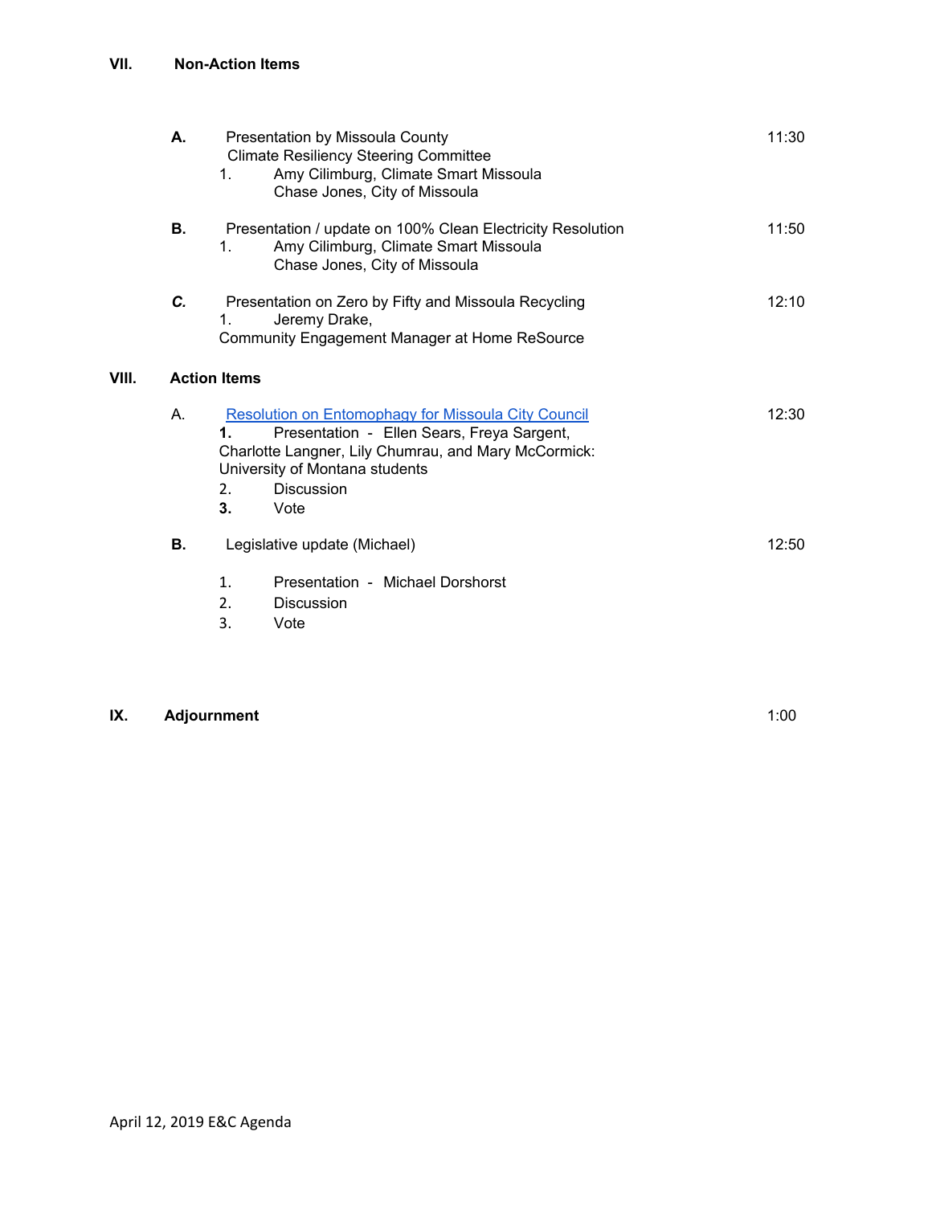## VII. Non-Action Items

**A.** Presentation by Missoula County Climate Resiliency Steering Committee — 11:30

1. Amy Cilimburg, Climate Smart Missoula
   Chase Jones, City of Missoula

**B.** Presentation / update on 100% Clean Electricity Resolution — 11:50

1. Amy Cilimburg, Climate Smart Missoula
   Chase Jones, City of Missoula

***C.*** Presentation on Zero by Fifty and Missoula Recycling — 12:10

1. Jeremy Drake,
   Community Engagement Manager at Home ReSource

## VIII. Action Items

A. [Resolution on Entomophagy for Missoula City Council]() — 12:30

**1.** Presentation - Ellen Sears, Freya Sargent, Charlotte Langner, Lily Chumrau, and Mary McCormick: University of Montana students
2. Discussion
**3.** Vote

**B.** Legislative update (Michael) — 12:50

1. Presentation - Michael Dorshorst
2. Discussion
3. Vote

## IX. Adjournment — 1:00

April 12, 2019 E&C Agenda